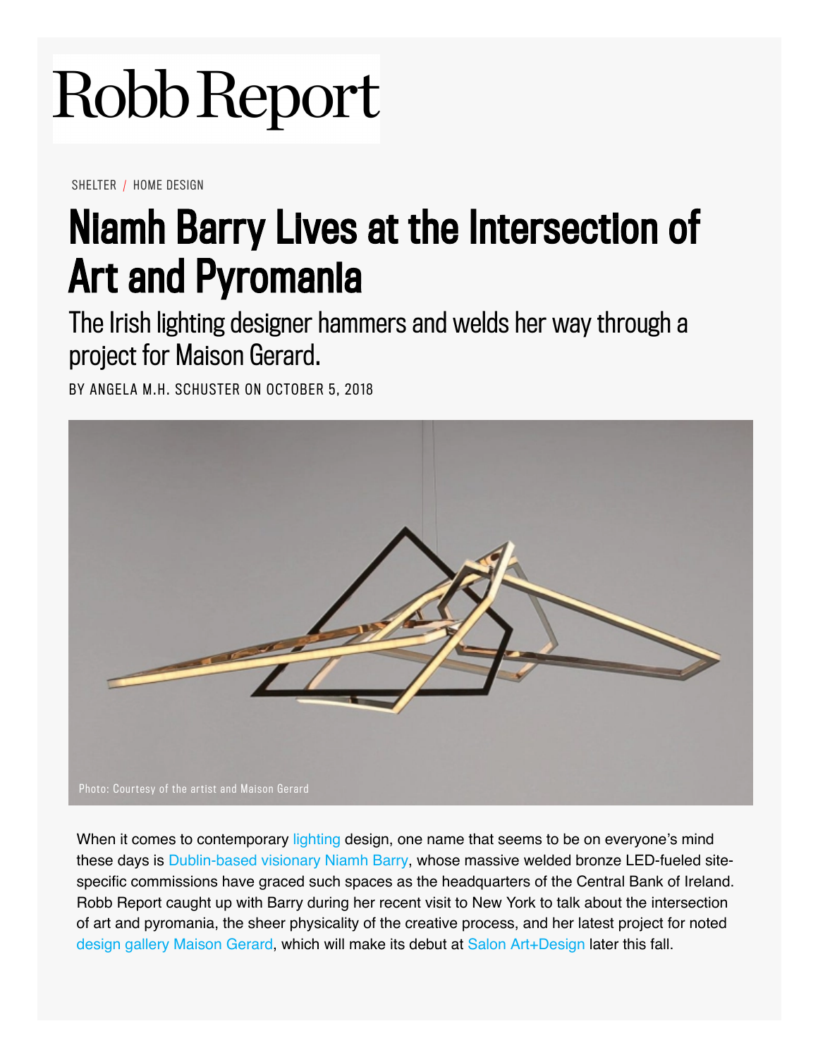Robb Report

SHELTER / HOME DESIGN

# Niamh Barry Lives at the Intersection of Art and Pyromania

## The Irish lighting designer hammers and welds her way through a project for Maison Gerard.

BY ANGELA M.H. SCHUSTER ON OCTOBER 5, 2018

Photo: Courtesy of the artist and Maison Gerard

When it comes to contemporary lighting design, one name that seems to be on everyone's mind these days is Dublin-based visionary Niamh Barry, whose massive welded bronze LED-fueled site-specific commissions have graced such spaces as the headquarters of the Central Bank of Ireland. Robb Report caught up with Barry during her recent visit to New York to talk about the intersection of art and pyromania, the sheer physicality of the creative process, and her latest project for noted design gallery Maison Gerard, which will make its debut at Salon Art+Design later this fall.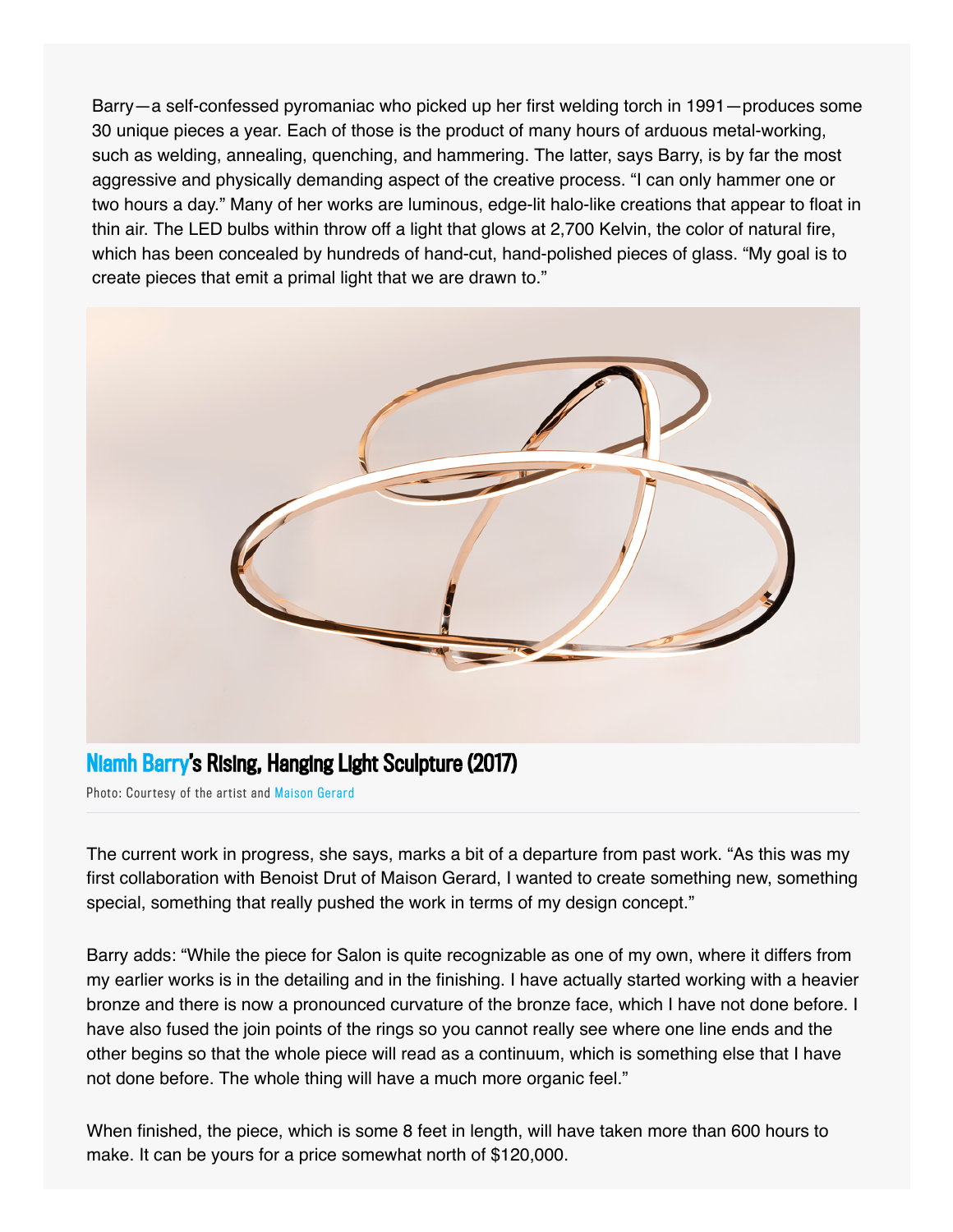Barry—a self-confessed pyromaniac who picked up her first welding torch in 1991—produces some 30 unique pieces a year. Each of those is the product of many hours of arduous metal-working, such as welding, annealing, quenching, and hammering. The latter, says Barry, is by far the most aggressive and physically demanding aspect of the creative process. "I can only hammer one or two hours a day." Many of her works are luminous, edge-lit halo-like creations that appear to float in thin air. The LED bulbs within throw off a light that glows at 2,700 Kelvin, the color of natural fire, which has been concealed by hundreds of hand-cut, hand-polished pieces of glass. "My goal is to create pieces that emit a primal light that we are drawn to."

**Niamh Barry's Rising, Hanging Light Sculpture (2017)**

Photo: Courtesy of the artist and Maison Gerard

The current work in progress, she says, marks a bit of a departure from past work. "As this was my first collaboration with Benoist Drut of Maison Gerard, I wanted to create something new, something special, something that really pushed the work in terms of my design concept."

Barry adds: "While the piece for Salon is quite recognizable as one of my own, where it differs from my earlier works is in the detailing and in the finishing. I have actually started working with a heavier bronze and there is now a pronounced curvature of the bronze face, which I have not done before. I have also fused the join points of the rings so you cannot really see where one line ends and the other begins so that the whole piece will read as a continuum, which is something else that I have not done before. The whole thing will have a much more organic feel."

When finished, the piece, which is some 8 feet in length, will have taken more than 600 hours to make. It can be yours for a price somewhat north of $120,000.